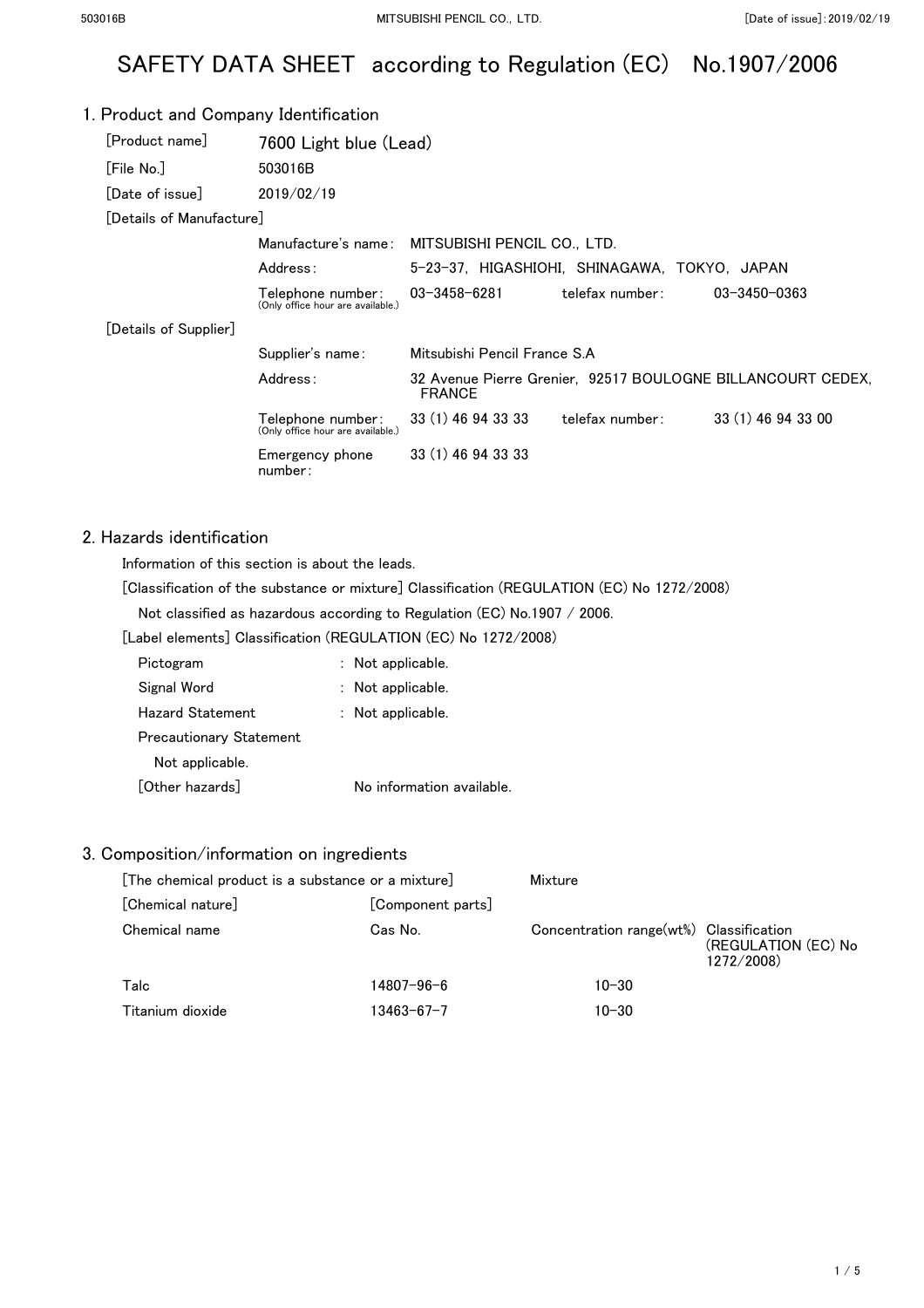# SAFETY DATA SHEET according to Regulation (EC) No.1907/2006

## 1. Product and Company Identification

[Product name] 7600 Light blue (Lead)

[File No.] 503016B

[Date of issue] 2019/02/19

[Details of Manufacture]

| | |
|---|---|
| Manufacture's name: | MITSUBISHI PENCIL CO., LTD. |
| Address: | 5-23-37, HIGASHIOHI, SHINAGAWA, TOKYO, JAPAN |
| Telephone number: (Only office hour are available.) | 03-3458-6281 telefax number: 03-3450-0363 |

[Details of Supplier]

| | |
|---|---|
| Supplier's name: | Mitsubishi Pencil France S.A |
| Address: | 32 Avenue Pierre Grenier, 92517 BOULOGNE BILLANCOURT CEDEX, FRANCE |
| Telephone number: (Only office hour are available.) | 33 (1) 46 94 33 33 telefax number: 33 (1) 46 94 33 00 |
| Emergency phone number: | 33 (1) 46 94 33 33 |

## 2. Hazards identification

Information of this section is about the leads.

[Classification of the substance or mixture] Classification (REGULATION (EC) No 1272/2008)

Not classified as hazardous according to Regulation (EC) No.1907 / 2006.

[Label elements] Classification (REGULATION (EC) No 1272/2008)

Pictogram : Not applicable.

Signal Word : Not applicable.

Hazard Statement : Not applicable.

Precautionary Statement

Not applicable.

[Other hazards] No information available.

## 3. Composition/information on ingredients

[The chemical product is a substance or a mixture] Mixture

[Chemical nature] [Component parts]

| Chemical name | Cas No. | Concentration range(wt%) | Classification (REGULATION (EC) No 1272/2008) |
|---|---|---|---|
| Talc | 14807-96-6 | 10-30 | |
| Titanium dioxide | 13463-67-7 | 10-30 | |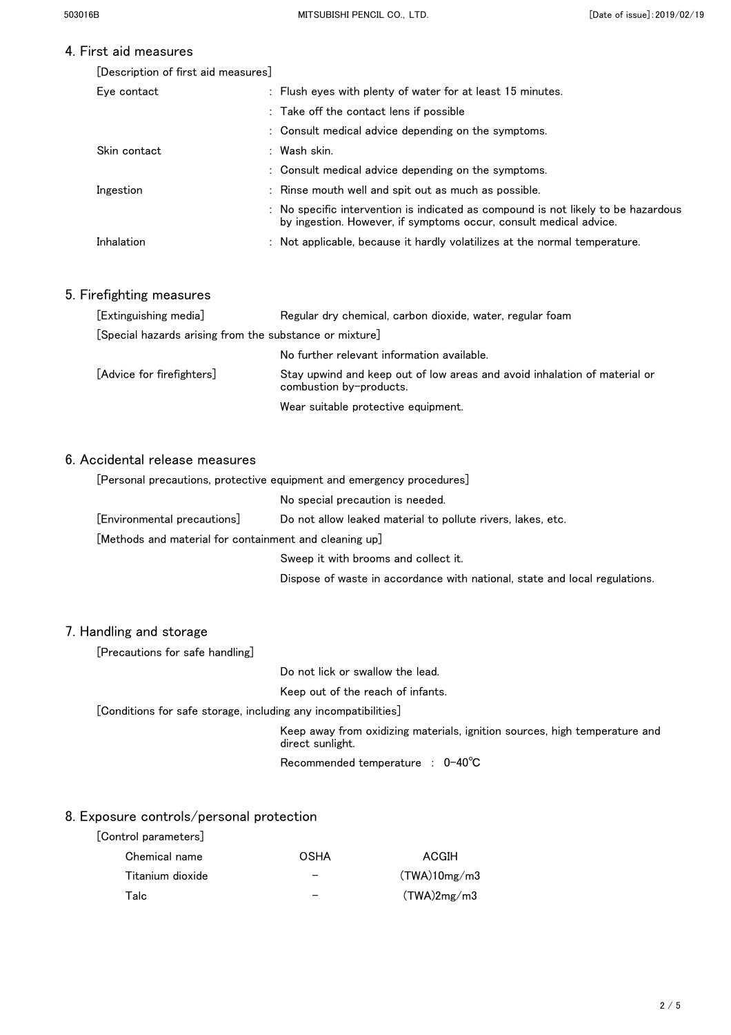## 4. First aid measures

[Description of first aid measures]

| | |
|---|---|
| Eye contact | : Flush eyes with plenty of water for at least 15 minutes. |
| | : Take off the contact lens if possible |
| | : Consult medical advice depending on the symptoms. |
| Skin contact | : Wash skin. |
| | : Consult medical advice depending on the symptoms. |
| Ingestion | : Rinse mouth well and spit out as much as possible. |
| | : No specific intervention is indicated as compound is not likely to be hazardous by ingestion. However, if symptoms occur, consult medical advice. |
| Inhalation | : Not applicable, because it hardly volatilizes at the normal temperature. |

## 5. Firefighting measures

[Extinguishing media] Regular dry chemical, carbon dioxide, water, regular foam

[Special hazards arising from the substance or mixture]

No further relevant information available.

[Advice for firefighters] Stay upwind and keep out of low areas and avoid inhalation of material or combustion by-products.

Wear suitable protective equipment.

## 6. Accidental release measures

[Personal precautions, protective equipment and emergency procedures]

No special precaution is needed.

[Environmental precautions] Do not allow leaked material to pollute rivers, lakes, etc.

[Methods and material for containment and cleaning up]

Sweep it with brooms and collect it.

Dispose of waste in accordance with national, state and local regulations.

## 7. Handling and storage

[Precautions for safe handling]

Do not lick or swallow the lead.

Keep out of the reach of infants.

[Conditions for safe storage, including any incompatibilities]

Keep away from oxidizing materials, ignition sources, high temperature and direct sunlight.

Recommended temperature : 0-40℃

## 8. Exposure controls/personal protection

[Control parameters]

| Chemical name | OSHA | ACGIH |
|---|---|---|
| Titanium dioxide | - | (TWA)10mg/m3 |
| Talc | - | (TWA)2mg/m3 |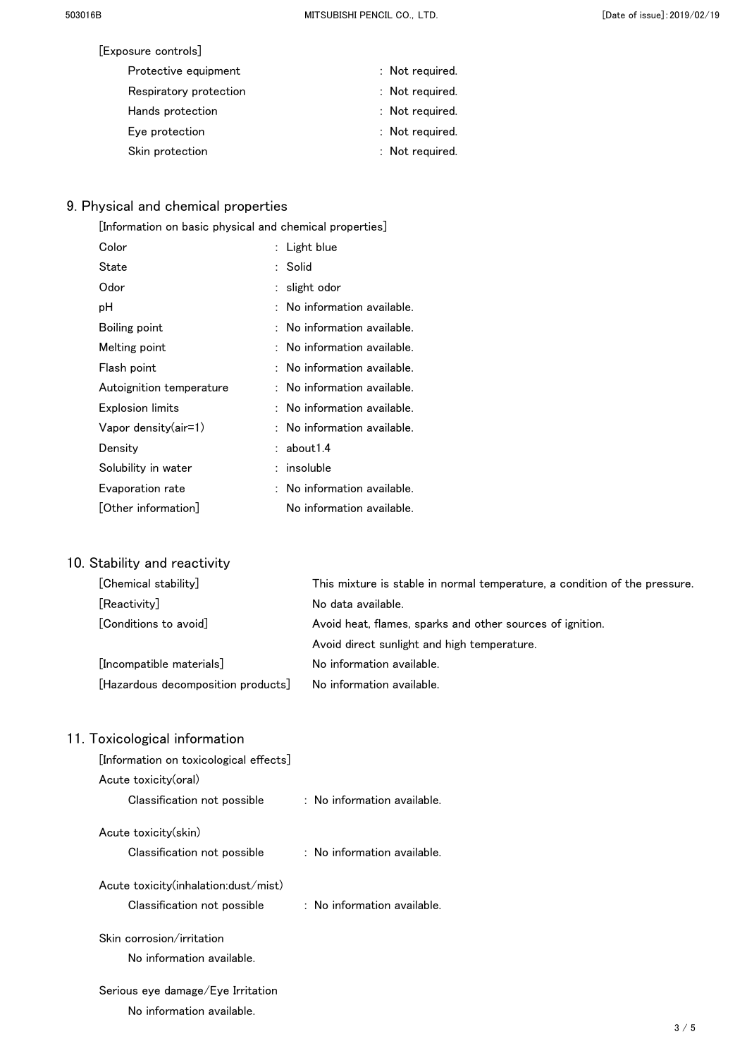[Exposure controls]

| | |
|---|---|
| Protective equipment | : Not required. |
| Respiratory protection | : Not required. |
| Hands protection | : Not required. |
| Eye protection | : Not required. |
| Skin protection | : Not required. |

## 9. Physical and chemical properties

[Information on basic physical and chemical properties]

| | |
|---|---|
| Color | : Light blue |
| State | : Solid |
| Odor | : slight odor |
| pH | : No information available. |
| Boiling point | : No information available. |
| Melting point | : No information available. |
| Flash point | : No information available. |
| Autoignition temperature | : No information available. |
| Explosion limits | : No information available. |
| Vapor density(air=1) | : No information available. |
| Density | : about1.4 |
| Solubility in water | : insoluble |
| Evaporation rate | : No information available. |
| [Other information] | No information available. |

## 10. Stability and reactivity

| | |
|---|---|
| [Chemical stability] | This mixture is stable in normal temperature, a condition of the pressure. |
| [Reactivity] | No data available. |
| [Conditions to avoid] | Avoid heat, flames, sparks and other sources of ignition. Avoid direct sunlight and high temperature. |
| [Incompatible materials] | No information available. |
| [Hazardous decomposition products] | No information available. |

## 11. Toxicological information

[Information on toxicological effects]

Acute toxicity(oral)

Classification not possible : No information available.

Acute toxicity(skin)

Classification not possible : No information available.

Acute toxicity(inhalation:dust/mist)

Classification not possible : No information available.

Skin corrosion/irritation

No information available.

Serious eye damage/Eye Irritation

No information available.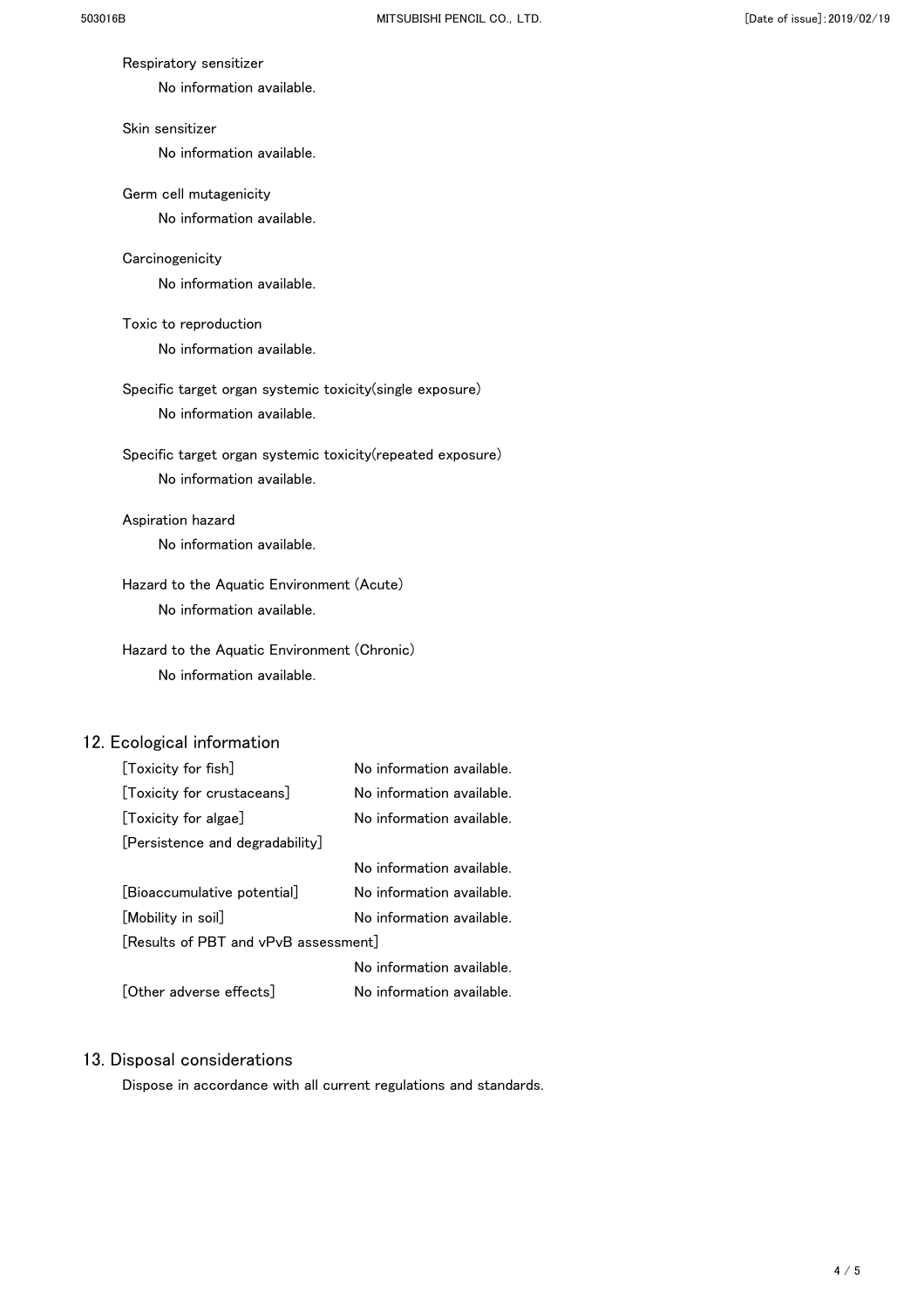Respiratory sensitizer

No information available.

Skin sensitizer

No information available.

Germ cell mutagenicity

No information available.

Carcinogenicity

No information available.

Toxic to reproduction

No information available.

Specific target organ systemic toxicity(single exposure)

No information available.

Specific target organ systemic toxicity(repeated exposure)

No information available.

Aspiration hazard

No information available.

Hazard to the Aquatic Environment (Acute)

No information available.

Hazard to the Aquatic Environment (Chronic)

No information available.

## 12. Ecological information

[Toxicity for fish] No information available.

[Toxicity for crustaceans] No information available.

[Toxicity for algae] No information available.

[Persistence and degradability]

No information available.

[Bioaccumulative potential] No information available.

[Mobility in soil] No information available.

[Results of PBT and vPvB assessment]

No information available.

[Other adverse effects] No information available.

## 13. Disposal considerations

Dispose in accordance with all current regulations and standards.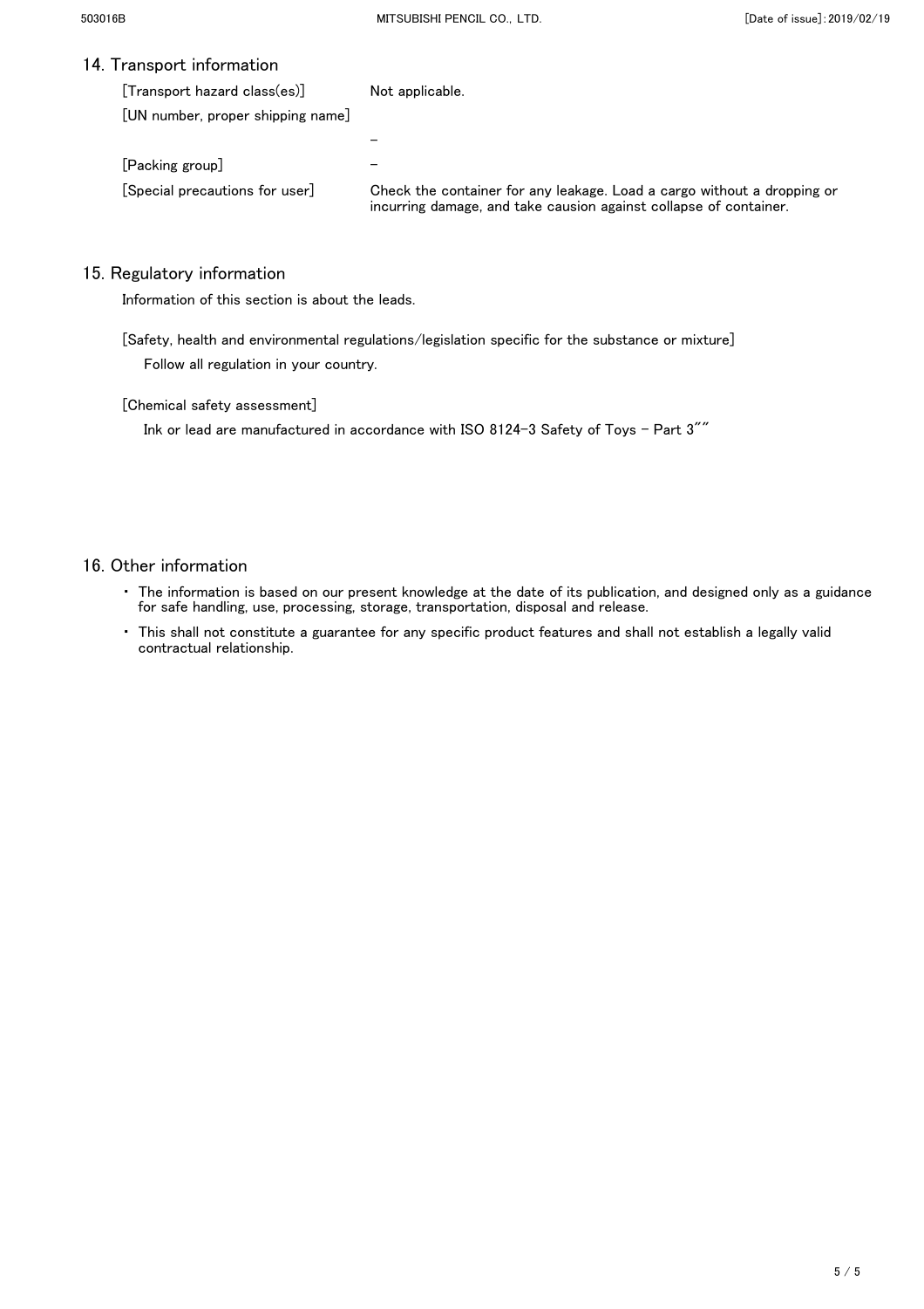## 14. Transport information

| | |
|---|---|
| [Transport hazard class(es)] | Not applicable. |
| [UN number, proper shipping name] | － |
| [Packing group] | － |
| [Special precautions for user] | Check the container for any leakage. Load a cargo without a dropping or incurring damage, and take causion against collapse of container. |

## 15. Regulatory information

Information of this section is about the leads.

[Safety, health and environmental regulations/legislation specific for the substance or mixture]

Follow all regulation in your country.

[Chemical safety assessment]

Ink or lead are manufactured in accordance with ISO 8124-3 Safety of Toys - Part 3""

## 16. Other information

- The information is based on our present knowledge at the date of its publication, and designed only as a guidance for safe handling, use, processing, storage, transportation, disposal and release.
- This shall not constitute a guarantee for any specific product features and shall not establish a legally valid contractual relationship.